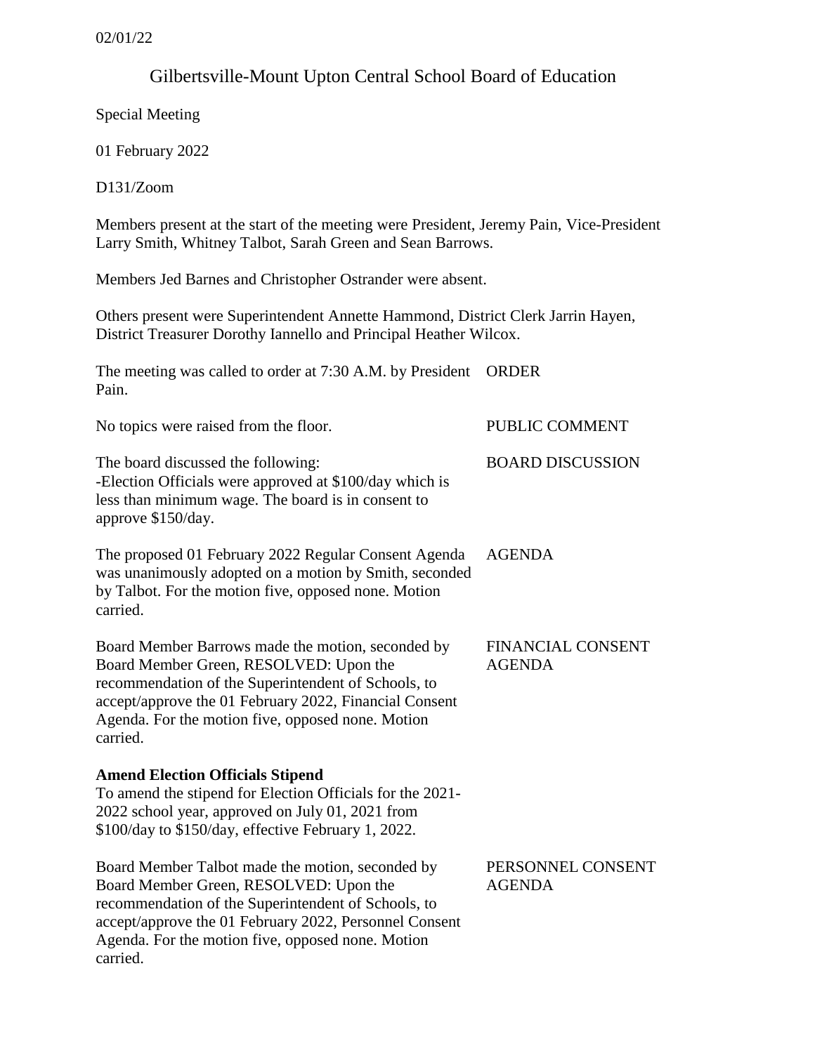02/01/22

# Gilbertsville-Mount Upton Central School Board of Education

Special Meeting

01 February 2022

D131/Zoom

Members present at the start of the meeting were President, Jeremy Pain, Vice-President Larry Smith, Whitney Talbot, Sarah Green and Sean Barrows.

Members Jed Barnes and Christopher Ostrander were absent.

Others present were Superintendent Annette Hammond, District Clerk Jarrin Hayen, District Treasurer Dorothy Iannello and Principal Heather Wilcox.

**ORDER**

The meeting was called to order at 7:30 A.M. by President Pain.

**PUBLIC COMMENT**

No topics were raised from the floor.

**BOARD DISCUSSION**

The board discussed the following:
-Election Officials were approved at $100/day which is less than minimum wage. The board is in consent to approve $150/day.

**AGENDA**

The proposed 01 February 2022 Regular Consent Agenda was unanimously adopted on a motion by Smith, seconded by Talbot. For the motion five, opposed none. Motion carried.

**FINANCIAL CONSENT AGENDA**

Board Member Barrows made the motion, seconded by Board Member Green, RESOLVED: Upon the recommendation of the Superintendent of Schools, to accept/approve the 01 February 2022, Financial Consent Agenda. For the motion five, opposed none. Motion carried.

**Amend Election Officials Stipend**
To amend the stipend for Election Officials for the 2021-2022 school year, approved on July 01, 2021 from $100/day to $150/day, effective February 1, 2022.

**PERSONNEL CONSENT AGENDA**

Board Member Talbot made the motion, seconded by Board Member Green, RESOLVED: Upon the recommendation of the Superintendent of Schools, to accept/approve the 01 February 2022, Personnel Consent Agenda. For the motion five, opposed none. Motion carried.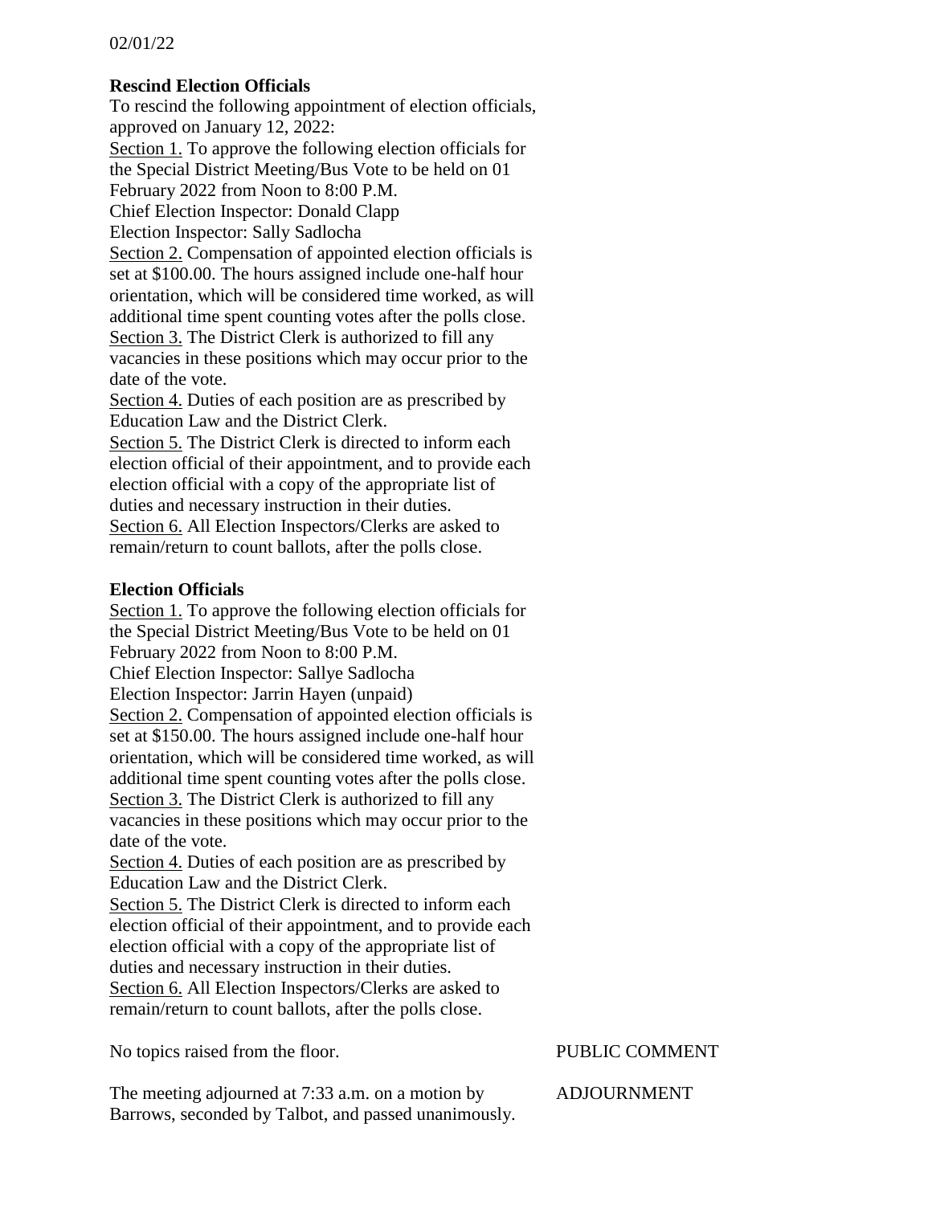02/01/22

**Rescind Election Officials**

To rescind the following appointment of election officials, approved on January 12, 2022:

Section 1. To approve the following election officials for the Special District Meeting/Bus Vote to be held on 01 February 2022 from Noon to 8:00 P.M.
Chief Election Inspector: Donald Clapp
Election Inspector: Sally Sadlocha

Section 2. Compensation of appointed election officials is set at $100.00. The hours assigned include one-half hour orientation, which will be considered time worked, as will additional time spent counting votes after the polls close.

Section 3. The District Clerk is authorized to fill any vacancies in these positions which may occur prior to the date of the vote.

Section 4. Duties of each position are as prescribed by Education Law and the District Clerk.

Section 5. The District Clerk is directed to inform each election official of their appointment, and to provide each election official with a copy of the appropriate list of duties and necessary instruction in their duties.

Section 6. All Election Inspectors/Clerks are asked to remain/return to count ballots, after the polls close.

**Election Officials**

Section 1. To approve the following election officials for the Special District Meeting/Bus Vote to be held on 01 February 2022 from Noon to 8:00 P.M.
Chief Election Inspector: Sallye Sadlocha
Election Inspector: Jarrin Hayen (unpaid)

Section 2. Compensation of appointed election officials is set at $150.00. The hours assigned include one-half hour orientation, which will be considered time worked, as will additional time spent counting votes after the polls close.

Section 3. The District Clerk is authorized to fill any vacancies in these positions which may occur prior to the date of the vote.

Section 4. Duties of each position are as prescribed by Education Law and the District Clerk.

Section 5. The District Clerk is directed to inform each election official of their appointment, and to provide each election official with a copy of the appropriate list of duties and necessary instruction in their duties.

Section 6. All Election Inspectors/Clerks are asked to remain/return to count ballots, after the polls close.

PUBLIC COMMENT

No topics raised from the floor.

ADJOURNMENT

The meeting adjourned at 7:33 a.m. on a motion by Barrows, seconded by Talbot, and passed unanimously.